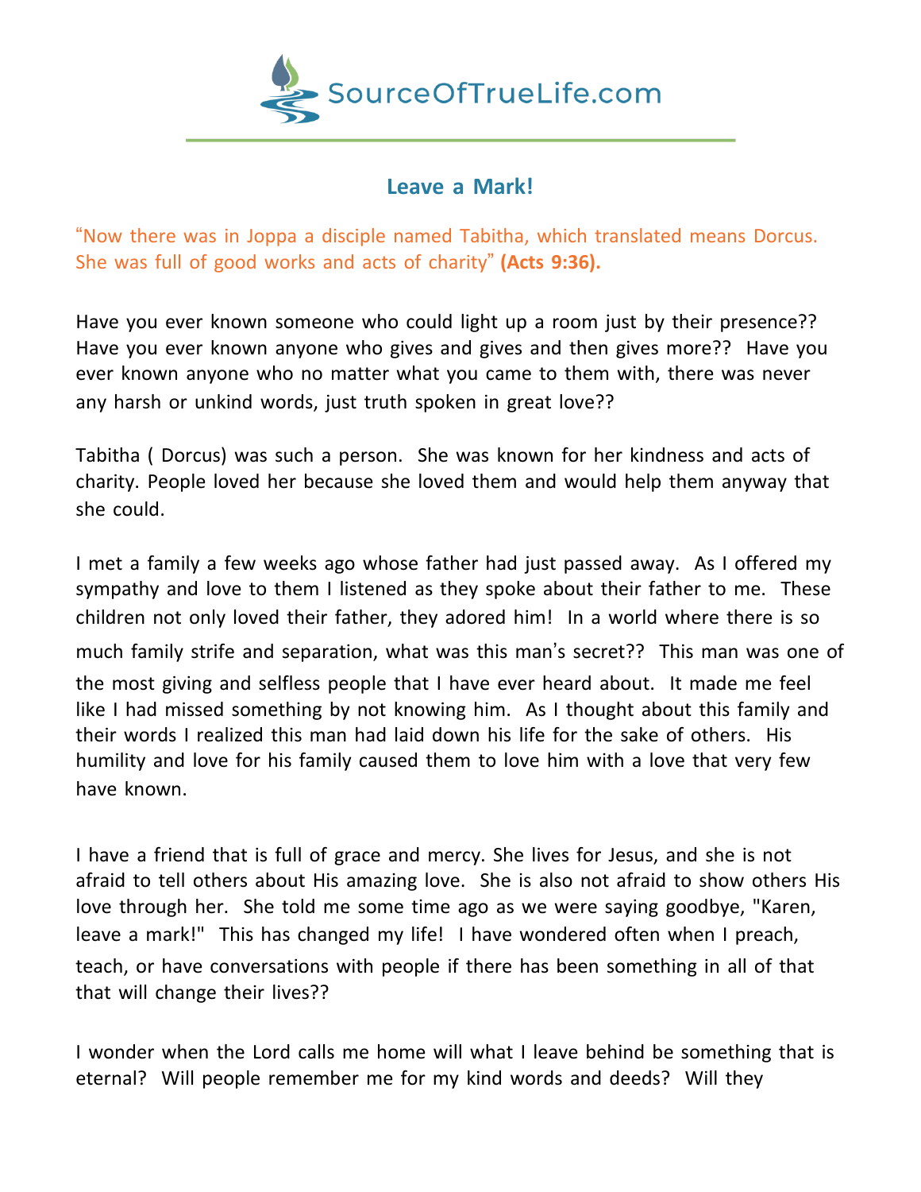SourceOfTrueLife.com

## Leave a Mark!

"Now there was in Joppa a disciple named Tabitha, which translated means Dorcus. She was full of good works and acts of charity" **(Acts 9:36).**

Have you ever known someone who could light up a room just by their presence?? Have you ever known anyone who gives and gives and then gives more?? Have you ever known anyone who no matter what you came to them with, there was never any harsh or unkind words, just truth spoken in great love??

Tabitha ( Dorcus) was such a person. She was known for her kindness and acts of charity. People loved her because she loved them and would help them anyway that she could.

I met a family a few weeks ago whose father had just passed away. As I offered my sympathy and love to them I listened as they spoke about their father to me. These children not only loved their father, they adored him! In a world where there is so much family strife and separation, what was this man's secret?? This man was one of the most giving and selfless people that I have ever heard about. It made me feel like I had missed something by not knowing him. As I thought about this family and their words I realized this man had laid down his life for the sake of others. His humility and love for his family caused them to love him with a love that very few have known.

I have a friend that is full of grace and mercy. She lives for Jesus, and she is not afraid to tell others about His amazing love. She is also not afraid to show others His love through her. She told me some time ago as we were saying goodbye, "Karen, leave a mark!" This has changed my life! I have wondered often when I preach, teach, or have conversations with people if there has been something in all of that that will change their lives??

I wonder when the Lord calls me home will what I leave behind be something that is eternal? Will people remember me for my kind words and deeds? Will they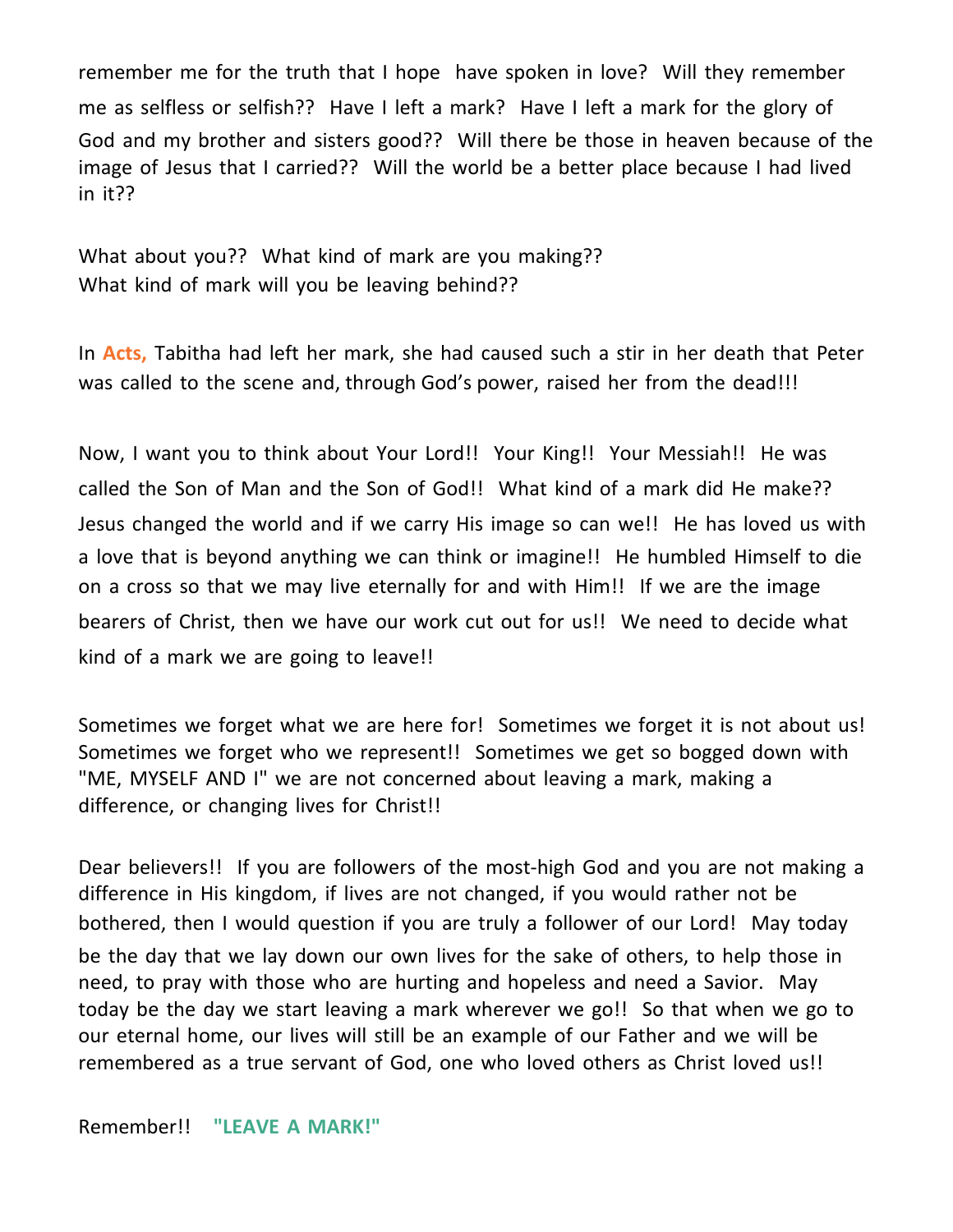remember me for the truth that I hope have spoken in love? Will they remember me as selfless or selfish?? Have I left a mark? Have I left a mark for the glory of God and my brother and sisters good?? Will there be those in heaven because of the image of Jesus that I carried?? Will the world be a better place because I had lived in it??

What about you?? What kind of mark are you making??
What kind of mark will you be leaving behind??

In **Acts,** Tabitha had left her mark, she had caused such a stir in her death that Peter was called to the scene and, through God's power, raised her from the dead!!!

Now, I want you to think about Your Lord!! Your King!! Your Messiah!! He was called the Son of Man and the Son of God!! What kind of a mark did He make?? Jesus changed the world and if we carry His image so can we!! He has loved us with a love that is beyond anything we can think or imagine!! He humbled Himself to die on a cross so that we may live eternally for and with Him!! If we are the image bearers of Christ, then we have our work cut out for us!! We need to decide what kind of a mark we are going to leave!!

Sometimes we forget what we are here for! Sometimes we forget it is not about us! Sometimes we forget who we represent!! Sometimes we get so bogged down with "ME, MYSELF AND I" we are not concerned about leaving a mark, making a difference, or changing lives for Christ!!

Dear believers!! If you are followers of the most-high God and you are not making a difference in His kingdom, if lives are not changed, if you would rather not be bothered, then I would question if you are truly a follower of our Lord! May today be the day that we lay down our own lives for the sake of others, to help those in need, to pray with those who are hurting and hopeless and need a Savior. May today be the day we start leaving a mark wherever we go!! So that when we go to our eternal home, our lives will still be an example of our Father and we will be remembered as a true servant of God, one who loved others as Christ loved us!!

Remember!! **"LEAVE A MARK!"**